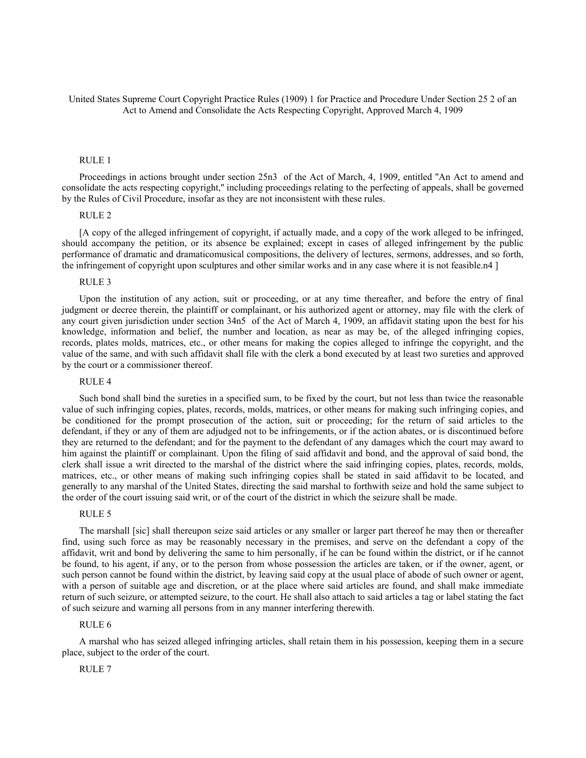United States Supreme Court Copyright Practice Rules (1909) 1 for Practice and Procedure Under Section 25 2 of an Act to Amend and Consolidate the Acts Respecting Copyright, Approved March 4, 1909

RULE 1

Proceedings in actions brought under section 25n3 of the Act of March, 4, 1909, entitled "An Act to amend and consolidate the acts respecting copyright," including proceedings relating to the perfecting of appeals, shall be governed by the Rules of Civil Procedure, insofar as they are not inconsistent with these rules.

RULE 2

[A copy of the alleged infringement of copyright, if actually made, and a copy of the work alleged to be infringed, should accompany the petition, or its absence be explained; except in cases of alleged infringement by the public performance of dramatic and dramaticomusical compositions, the delivery of lectures, sermons, addresses, and so forth, the infringement of copyright upon sculptures and other similar works and in any case where it is not feasible.n4 ]

RULE 3

Upon the institution of any action, suit or proceeding, or at any time thereafter, and before the entry of final judgment or decree therein, the plaintiff or complainant, or his authorized agent or attorney, may file with the clerk of any court given jurisdiction under section 34n5 of the Act of March 4, 1909, an affidavit stating upon the best for his knowledge, information and belief, the number and location, as near as may be, of the alleged infringing copies, records, plates molds, matrices, etc., or other means for making the copies alleged to infringe the copyright, and the value of the same, and with such affidavit shall file with the clerk a bond executed by at least two sureties and approved by the court or a commissioner thereof.

RULE 4

Such bond shall bind the sureties in a specified sum, to be fixed by the court, but not less than twice the reasonable value of such infringing copies, plates, records, molds, matrices, or other means for making such infringing copies, and be conditioned for the prompt prosecution of the action, suit or proceeding; for the return of said articles to the defendant, if they or any of them are adjudged not to be infringements, or if the action abates, or is discontinued before they are returned to the defendant; and for the payment to the defendant of any damages which the court may award to him against the plaintiff or complainant. Upon the filing of said affidavit and bond, and the approval of said bond, the clerk shall issue a writ directed to the marshal of the district where the said infringing copies, plates, records, molds, matrices, etc., or other means of making such infringing copies shall be stated in said affidavit to be located, and generally to any marshal of the United States, directing the said marshal to forthwith seize and hold the same subject to the order of the court issuing said writ, or of the court of the district in which the seizure shall be made.

RULE 5

The marshall [sic] shall thereupon seize said articles or any smaller or larger part thereof he may then or thereafter find, using such force as may be reasonably necessary in the premises, and serve on the defendant a copy of the affidavit, writ and bond by delivering the same to him personally, if he can be found within the district, or if he cannot be found, to his agent, if any, or to the person from whose possession the articles are taken, or if the owner, agent, or such person cannot be found within the district, by leaving said copy at the usual place of abode of such owner or agent, with a person of suitable age and discretion, or at the place where said articles are found, and shall make immediate return of such seizure, or attempted seizure, to the court. He shall also attach to said articles a tag or label stating the fact of such seizure and warning all persons from in any manner interfering therewith.

RULE 6

A marshal who has seized alleged infringing articles, shall retain them in his possession, keeping them in a secure place, subject to the order of the court.

RULE 7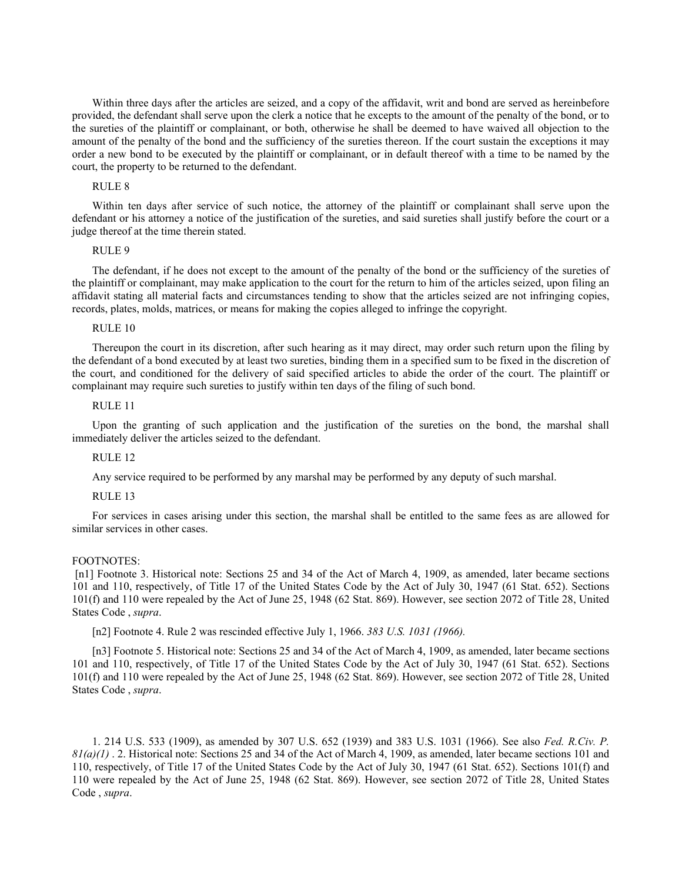Within three days after the articles are seized, and a copy of the affidavit, writ and bond are served as hereinbefore provided, the defendant shall serve upon the clerk a notice that he excepts to the amount of the penalty of the bond, or to the sureties of the plaintiff or complainant, or both, otherwise he shall be deemed to have waived all objection to the amount of the penalty of the bond and the sufficiency of the sureties thereon. If the court sustain the exceptions it may order a new bond to be executed by the plaintiff or complainant, or in default thereof with a time to be named by the court, the property to be returned to the defendant.

RULE 8

Within ten days after service of such notice, the attorney of the plaintiff or complainant shall serve upon the defendant or his attorney a notice of the justification of the sureties, and said sureties shall justify before the court or a judge thereof at the time therein stated.

RULE 9

The defendant, if he does not except to the amount of the penalty of the bond or the sufficiency of the sureties of the plaintiff or complainant, may make application to the court for the return to him of the articles seized, upon filing an affidavit stating all material facts and circumstances tending to show that the articles seized are not infringing copies, records, plates, molds, matrices, or means for making the copies alleged to infringe the copyright.

RULE 10

Thereupon the court in its discretion, after such hearing as it may direct, may order such return upon the filing by the defendant of a bond executed by at least two sureties, binding them in a specified sum to be fixed in the discretion of the court, and conditioned for the delivery of said specified articles to abide the order of the court. The plaintiff or complainant may require such sureties to justify within ten days of the filing of such bond.

RULE 11

Upon the granting of such application and the justification of the sureties on the bond, the marshal shall immediately deliver the articles seized to the defendant.

RULE 12

Any service required to be performed by any marshal may be performed by any deputy of such marshal.

RULE 13

For services in cases arising under this section, the marshal shall be entitled to the same fees as are allowed for similar services in other cases.

FOOTNOTES:

[n1] Footnote 3. Historical note: Sections 25 and 34 of the Act of March 4, 1909, as amended, later became sections 101 and 110, respectively, of Title 17 of the United States Code by the Act of July 30, 1947 (61 Stat. 652). Sections 101(f) and 110 were repealed by the Act of June 25, 1948 (62 Stat. 869). However, see section 2072 of Title 28, United States Code , *supra*.

[n2] Footnote 4. Rule 2 was rescinded effective July 1, 1966. *383 U.S. 1031 (1966).*

[n3] Footnote 5. Historical note: Sections 25 and 34 of the Act of March 4, 1909, as amended, later became sections 101 and 110, respectively, of Title 17 of the United States Code by the Act of July 30, 1947 (61 Stat. 652). Sections 101(f) and 110 were repealed by the Act of June 25, 1948 (62 Stat. 869). However, see section 2072 of Title 28, United States Code , *supra*.

1. 214 U.S. 533 (1909), as amended by 307 U.S. 652 (1939) and 383 U.S. 1031 (1966). See also *Fed. R.Civ. P. 81(a)(1)* . 2. Historical note: Sections 25 and 34 of the Act of March 4, 1909, as amended, later became sections 101 and 110, respectively, of Title 17 of the United States Code by the Act of July 30, 1947 (61 Stat. 652). Sections 101(f) and 110 were repealed by the Act of June 25, 1948 (62 Stat. 869). However, see section 2072 of Title 28, United States Code , *supra*.